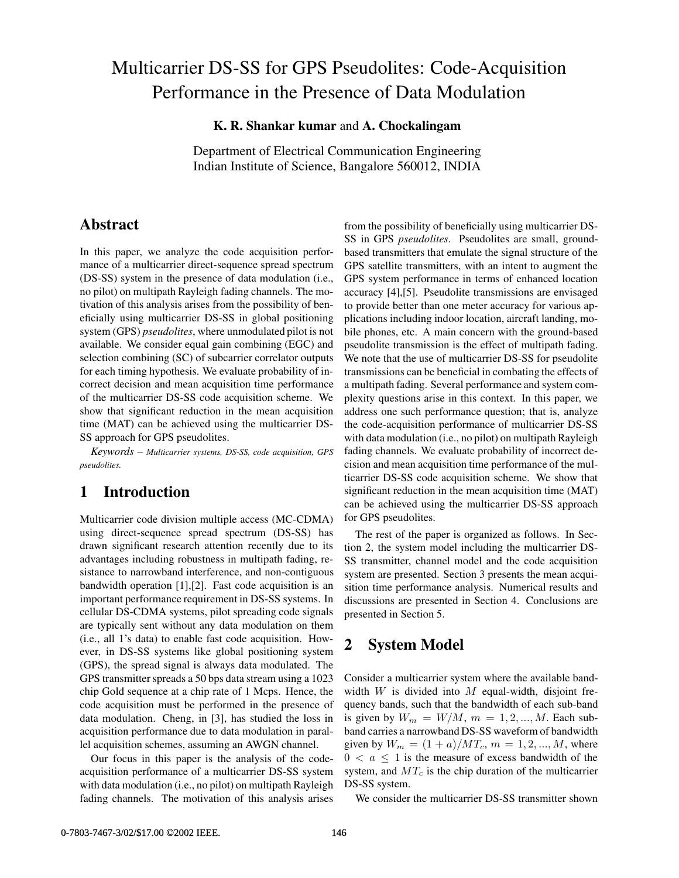# Multicarrier DS-SS for GPS Pseudolites: Code-Acquisition Performance in the Presence of Data Modulation

**K. R. Shankar kumar** and **A. Chockalingam**

Department of Electrical Communication Engineering
Indian Institute of Science, Bangalore 560012, INDIA

## Abstract

In this paper, we analyze the code acquisition performance of a multicarrier direct-sequence spread spectrum (DS-SS) system in the presence of data modulation (i.e., no pilot) on multipath Rayleigh fading channels. The motivation of this analysis arises from the possibility of beneficially using multicarrier DS-SS in global positioning system (GPS) *pseudolites*, where unmodulated pilot is not available. We consider equal gain combining (EGC) and selection combining (SC) of subcarrier correlator outputs for each timing hypothesis. We evaluate probability of incorrect decision and mean acquisition time performance of the multicarrier DS-SS code acquisition scheme. We show that significant reduction in the mean acquisition time (MAT) can be achieved using the multicarrier DS-SS approach for GPS pseudolites.

*Keywords* – *Multicarrier systems, DS-SS, code acquisition, GPS pseudolites.*

## 1 Introduction

Multicarrier code division multiple access (MC-CDMA) using direct-sequence spread spectrum (DS-SS) has drawn significant research attention recently due to its advantages including robustness in multipath fading, resistance to narrowband interference, and non-contiguous bandwidth operation [1],[2]. Fast code acquisition is an important performance requirement in DS-SS systems. In cellular DS-CDMA systems, pilot spreading code signals are typically sent without any data modulation on them (i.e., all 1's data) to enable fast code acquisition. However, in DS-SS systems like global positioning system (GPS), the spread signal is always data modulated. The GPS transmitter spreads a 50 bps data stream using a 1023 chip Gold sequence at a chip rate of 1 Mcps. Hence, the code acquisition must be performed in the presence of data modulation. Cheng, in [3], has studied the loss in acquisition performance due to data modulation in parallel acquisition schemes, assuming an AWGN channel.

Our focus in this paper is the analysis of the code-acquisition performance of a multicarrier DS-SS system with data modulation (i.e., no pilot) on multipath Rayleigh fading channels. The motivation of this analysis arises from the possibility of beneficially using multicarrier DS-SS in GPS *pseudolites*. Pseudolites are small, ground-based transmitters that emulate the signal structure of the GPS satellite transmitters, with an intent to augment the GPS system performance in terms of enhanced location accuracy [4],[5]. Pseudolite transmissions are envisaged to provide better than one meter accuracy for various applications including indoor location, aircraft landing, mobile phones, etc. A main concern with the ground-based pseudolite transmission is the effect of multipath fading. We note that the use of multicarrier DS-SS for pseudolite transmissions can be beneficial in combating the effects of a multipath fading. Several performance and system complexity questions arise in this context. In this paper, we address one such performance question; that is, analyze the code-acquisition performance of multicarrier DS-SS with data modulation (i.e., no pilot) on multipath Rayleigh fading channels. We evaluate probability of incorrect decision and mean acquisition time performance of the multicarrier DS-SS code acquisition scheme. We show that significant reduction in the mean acquisition time (MAT) can be achieved using the multicarrier DS-SS approach for GPS pseudolites.

The rest of the paper is organized as follows. In Section 2, the system model including the multicarrier DS-SS transmitter, channel model and the code acquisition system are presented. Section 3 presents the mean acquisition time performance analysis. Numerical results and discussions are presented in Section 4. Conclusions are presented in Section 5.

## 2 System Model

Consider a multicarrier system where the available bandwidth $W$ is divided into $M$ equal-width, disjoint frequency bands, such that the bandwidth of each sub-band is given by $W_m = W/M$, $m = 1, 2, ..., M$. Each sub-band carries a narrowband DS-SS waveform of bandwidth given by $W_m = (1 + a)/MT_c$, $m = 1, 2, ..., M$, where $0 < a \leq 1$ is the measure of excess bandwidth of the system, and $MT_c$ is the chip duration of the multicarrier DS-SS system.

We consider the multicarrier DS-SS transmitter shown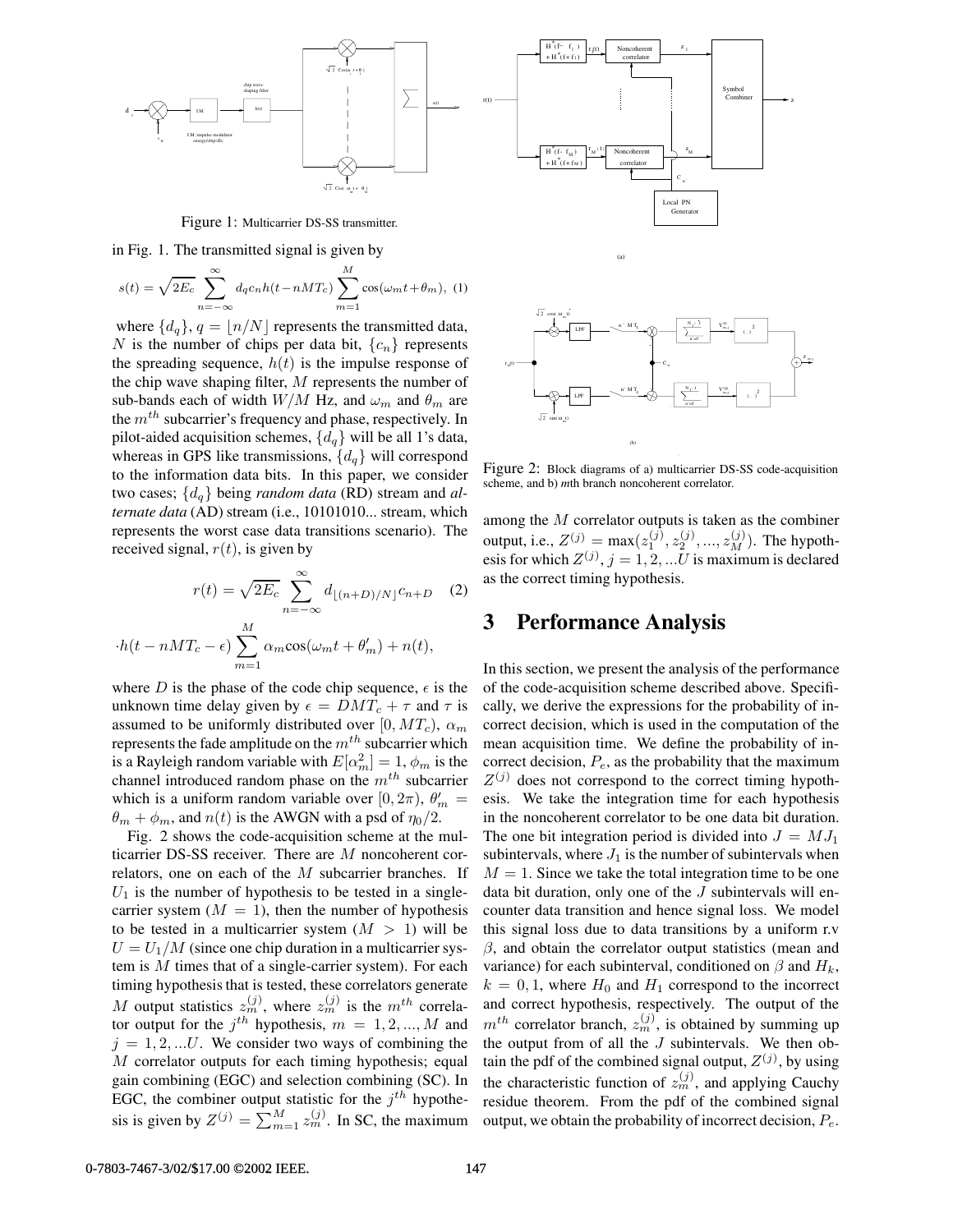Figure 1: Multicarrier DS-SS transmitter.

in Fig. 1. The transmitted signal is given by

$$s(t) = \sqrt{2E_c} \sum_{n=-\infty}^{\infty} d_q c_n h(t - nMT_c) \sum_{m=1}^{M} \cos(\omega_m t + \theta_m), \quad (1)$$

where $\{d_q\}$, $q = \lfloor n/N \rfloor$ represents the transmitted data, $N$ is the number of chips per data bit, $\{c_n\}$ represents the spreading sequence, $h(t)$ is the impulse response of the chip wave shaping filter, $M$ represents the number of sub-bands each of width $W/M$ Hz, and $\omega_m$ and $\theta_m$ are the $m^{th}$ subcarrier's frequency and phase, respectively. In pilot-aided acquisition schemes, $\{d_q\}$ will be all 1's data, whereas in GPS like transmissions, $\{d_q\}$ will correspond to the information data bits. In this paper, we consider two cases; $\{d_q\}$ being *random data* (RD) stream and *alternate data* (AD) stream (i.e., 10101010... stream, which represents the worst case data transitions scenario). The received signal, $r(t)$, is given by

$$r(t) = \sqrt{2E_c} \sum_{n=-\infty}^{\infty} d_{\lfloor (n+D)/N \rfloor} c_{n+D} \quad (2)$$

$$\cdot h(t - nMT_c - \epsilon) \sum_{m=1}^{M} \alpha_m \cos(\omega_m t + \theta'_m) + n(t),$$

where $D$ is the phase of the code chip sequence, $\epsilon$ is the unknown time delay given by $\epsilon = DMT_c + \tau$ and $\tau$ is assumed to be uniformly distributed over $[0, MT_c)$, $\alpha_m$ represents the fade amplitude on the $m^{th}$ subcarrier which is a Rayleigh random variable with $E[\alpha_m^2] = 1$, $\phi_m$ is the channel introduced random phase on the $m^{th}$ subcarrier which is a uniform random variable over $[0, 2\pi)$, $\theta'_m = \theta_m + \phi_m$, and $n(t)$ is the AWGN with a psd of $\eta_0/2$.

Fig. 2 shows the code-acquisition scheme at the multicarrier DS-SS receiver. There are $M$ noncoherent correlators, one on each of the $M$ subcarrier branches. If $U_1$ is the number of hypothesis to be tested in a single-carrier system ($M = 1$), then the number of hypothesis to be tested in a multicarrier system ($M > 1$) will be $U = U_1/M$ (since one chip duration in a multicarrier system is $M$ times that of a single-carrier system). For each timing hypothesis that is tested, these correlators generate $M$ output statistics $z_m^{(j)}$, where $z_m^{(j)}$ is the $m^{th}$ correlator output for the $j^{th}$ hypothesis, $m = 1, 2, ..., M$ and $j = 1, 2, ...U$. We consider two ways of combining the $M$ correlator outputs for each timing hypothesis; equal gain combining (EGC) and selection combining (SC). In EGC, the combiner output statistic for the $j^{th}$ hypothesis is given by $Z^{(j)} = \sum_{m=1}^{M} z_m^{(j)}$. In SC, the maximum among the $M$ correlator outputs is taken as the combiner output, i.e., $Z^{(j)} = \max(z_1^{(j)}, z_2^{(j)}, ..., z_M^{(j)})$. The hypothesis for which $Z^{(j)}$, $j = 1, 2, ...U$ is maximum is declared as the correct timing hypothesis.

Figure 2: Block diagrams of a) multicarrier DS-SS code-acquisition scheme, and b) *m*th branch noncoherent correlator.

## 3 Performance Analysis

In this section, we present the analysis of the performance of the code-acquisition scheme described above. Specifically, we derive the expressions for the probability of incorrect decision, which is used in the computation of the mean acquisition time. We define the probability of incorrect decision, $P_e$, as the probability that the maximum $Z^{(j)}$ does not correspond to the correct timing hypothesis. We take the integration time for each hypothesis in the noncoherent correlator to be one data bit duration. The one bit integration period is divided into $J = MJ_1$ subintervals, where $J_1$ is the number of subintervals when $M = 1$. Since we take the total integration time to be one data bit duration, only one of the $J$ subintervals will encounter data transition and hence signal loss. We model this signal loss due to data transitions by a uniform r.v $\beta$, and obtain the correlator output statistics (mean and variance) for each subinterval, conditioned on $\beta$ and $H_k$, $k = 0, 1$, where $H_0$ and $H_1$ correspond to the incorrect and correct hypothesis, respectively. The output of the $m^{th}$ correlator branch, $z_m^{(j)}$, is obtained by summing up the output from of all the $J$ subintervals. We then obtain the pdf of the combined signal output, $Z^{(j)}$, by using the characteristic function of $z_m^{(j)}$, and applying Cauchy residue theorem. From the pdf of the combined signal output, we obtain the probability of incorrect decision, $P_e$.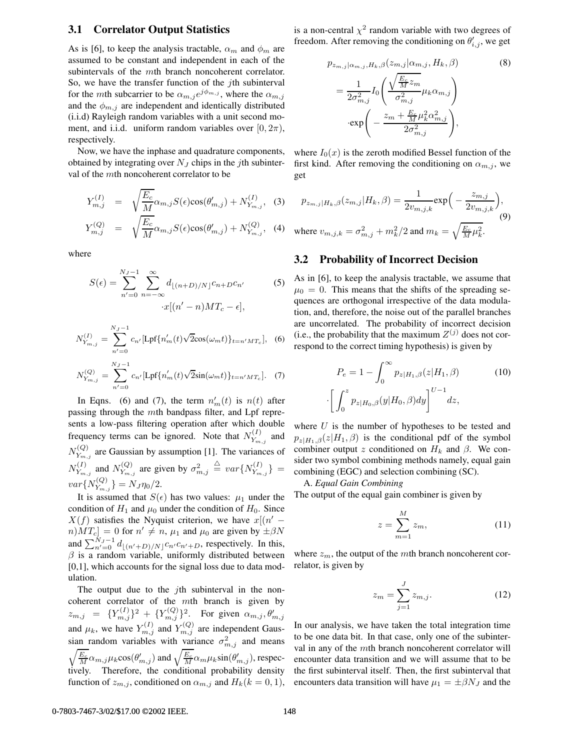### 3.1 Correlator Output Statistics

As is [6], to keep the analysis tractable, $\alpha_m$ and $\phi_m$ are assumed to be constant and independent in each of the subintervals of the $m$th branch noncoherent correlator. So, we have the transfer function of the $j$th subinterval for the $m$th subcarrier to be $\alpha_{m,j}e^{j\phi_{m,j}}$, where the $\alpha_{m,j}$ and the $\phi_{m,j}$ are independent and identically distributed (i.i.d) Rayleigh random variables with a unit second moment, and i.i.d. uniform random variables over $[0, 2\pi)$, respectively.

Now, we have the inphase and quadrature components, obtained by integrating over $N_J$ chips in the $j$th subinterval of the $m$th noncoherent correlator to be

$$Y^{(I)}_{m,j} = \sqrt{\frac{E_c}{M}}\alpha_{m,j}S(\epsilon)\cos(\theta'_{m,j}) + N^{(I)}_{Y_{m,j}}, \quad (3)$$

$$Y^{(Q)}_{m,j} = \sqrt{\frac{E_c}{M}}\alpha_{m,j}S(\epsilon)\cos(\theta'_{m,j}) + N^{(Q)}_{Y_{m,j}}, \quad (4)$$

where

$$S(\epsilon) = \sum_{n'=0}^{N_J-1}\sum_{n=-\infty}^{\infty} d_{\lfloor(n+D)/N\rfloor}c_{n+D}c_{n'} \cdot x[(n'-n)MT_c - \epsilon], \quad (5)$$

$$N^{(I)}_{Y_{m,j}} = \sum_{n'=0}^{N_J-1} c_{n'}[\text{Lpf}\{n'_m(t)\sqrt{2}\cos(\omega_m t)\}_{t=n'MT_c}], \quad (6)$$

$$N^{(Q)}_{Y_{m,j}} = \sum_{n'=0}^{N_J-1} c_{n'}[\text{Lpf}\{n'_m(t)\sqrt{2}\sin(\omega_m t)\}_{t=n'MT_c}]. \quad (7)$$

In Eqns. (6) and (7), the term $n'_m(t)$ is $n(t)$ after passing through the $m$th bandpass filter, and Lpf represents a low-pass filtering operation after which double frequency terms can be ignored. Note that $N^{(I)}_{Y_{m,j}}$ and $N^{(Q)}_{Y_{m,j}}$ are Gaussian by assumption [1]. The variances of $N^{(I)}_{Y_{m,j}}$ and $N^{(Q)}_{Y_{m,j}}$ are given by $\sigma^2_{m,j} \stackrel{\triangle}{=} var\{N^{(I)}_{Y_{m,j}}\} = var\{N^{(Q)}_{Y_{m,j}}\} = N_J\eta_0/2$.

It is assumed that $S(\epsilon)$ has two values: $\mu_1$ under the condition of $H_1$ and $\mu_0$ under the condition of $H_0$. Since $X(f)$ satisfies the Nyquist criterion, we have $x[(n'-n)MT_c] = 0$ for $n' \neq n$, $\mu_1$ and $\mu_0$ are given by $\pm\beta N$ and $\sum_{n'=0}^{N_J-1} d_{\lfloor(n'+D)/N\rfloor}c_{n'}c_{n'+D}$, respectively. In this, $\beta$ is a random variable, uniformly distributed between [0,1], which accounts for the signal loss due to data modulation.

The output due to the $j$th subinterval in the noncoherent correlator of the $m$th branch is given by $z_{m,j} = \{Y^{(I)}_{m,j}\}^2 + \{Y^{(Q)}_{m,j}\}^2$. For given $\alpha_{m,j}, \theta'_{m,j}$ and $\mu_k$, we have $Y^{(I)}_{m,j}$ and $Y^{(Q)}_{m,j}$ are independent Gaussian random variables with variance $\sigma^2_{m,j}$ and means $\sqrt{\frac{E_c}{M}}\alpha_{m,j}\mu_k\cos(\theta'_{m,j})$ and $\sqrt{\frac{E_c}{M}}\alpha_m\mu_k\sin(\theta'_{m,j})$, respectively. Therefore, the conditional probability density function of $z_{m,j}$, conditioned on $\alpha_{m,j}$ and $H_k (k = 0, 1)$, is a non-central $\chi^2$ random variable with two degrees of freedom. After removing the conditioning on $\theta'_{i,j}$, we get

$$p_{z_{m,j}|\alpha_{m,j},H_k,\beta}(z_{m,j}|\alpha_{m,j}, H_k, \beta) = \frac{1}{2\sigma^2_{m,j}} I_0\left(\frac{\sqrt{\frac{E_c}{M}z_m}}{\sigma^2_{m,j}}\mu_k\alpha_{m,j}\right) \cdot\exp\left(-\frac{z_m + \frac{E_c}{M}\mu_k^2\alpha^2_{m,j}}{2\sigma^2_{m,j}}\right), \quad (8)$$

where $I_0(x)$ is the zeroth modified Bessel function of the first kind. After removing the conditioning on $\alpha_{m,j}$, we get

$$p_{z_{m,j}|H_k,\beta}(z_{m,j}|H_k, \beta) = \frac{1}{2v_{m,j,k}}\exp\Big(-\frac{z_{m,j}}{2v_{m,j,k}}\Big), \quad (9)$$

where $v_{m,j,k} = \sigma^2_{m,j} + m_k^2/2$ and $m_k = \sqrt{\frac{E_c}{M}\mu_k^2}$.

### 3.2 Probability of Incorrect Decision

As in [6], to keep the analysis tractable, we assume that $\mu_0 = 0$. This means that the shifts of the spreading sequences are orthogonal irrespective of the data modulation, and, therefore, the noise out of the parallel branches are uncorrelated. The probability of incorrect decision (i.e., the probability that the maximum $Z^{(j)}$ does not correspond to the correct timing hypothesis) is given by

$$P_e = 1 - \int_0^\infty p_{z|H_1,\beta}(z|H_1, \beta) \cdot\left[\int_0^z p_{z|H_0,\beta}(y|H_0, \beta)dy\right]^{U-1} dz, \quad (10)$$

where $U$ is the number of hypotheses to be tested and $p_{z|H_1,\beta}(z|H_1, \beta)$ is the conditional pdf of the symbol combiner output $z$ conditioned on $H_k$ and $\beta$. We consider two symbol combining methods namely, equal gain combining (EGC) and selection combining (SC).

A. *Equal Gain Combining*

The output of the equal gain combiner is given by

$$z = \sum_{m=1}^{M} z_m, \quad (11)$$

where $z_m$, the output of the $m$th branch noncoherent correlator, is given by

$$z_m = \sum_{j=1}^{J} z_{m,j}. \quad (12)$$

In our analysis, we have taken the total integration time to be one data bit. In that case, only one of the subinterval in any of the $m$th branch noncoherent correlator will encounter data transition and we will assume that to be the first subinterval itself. Then, the first subinterval that encounters data transition will have $\mu_1 = \pm\beta N_J$ and the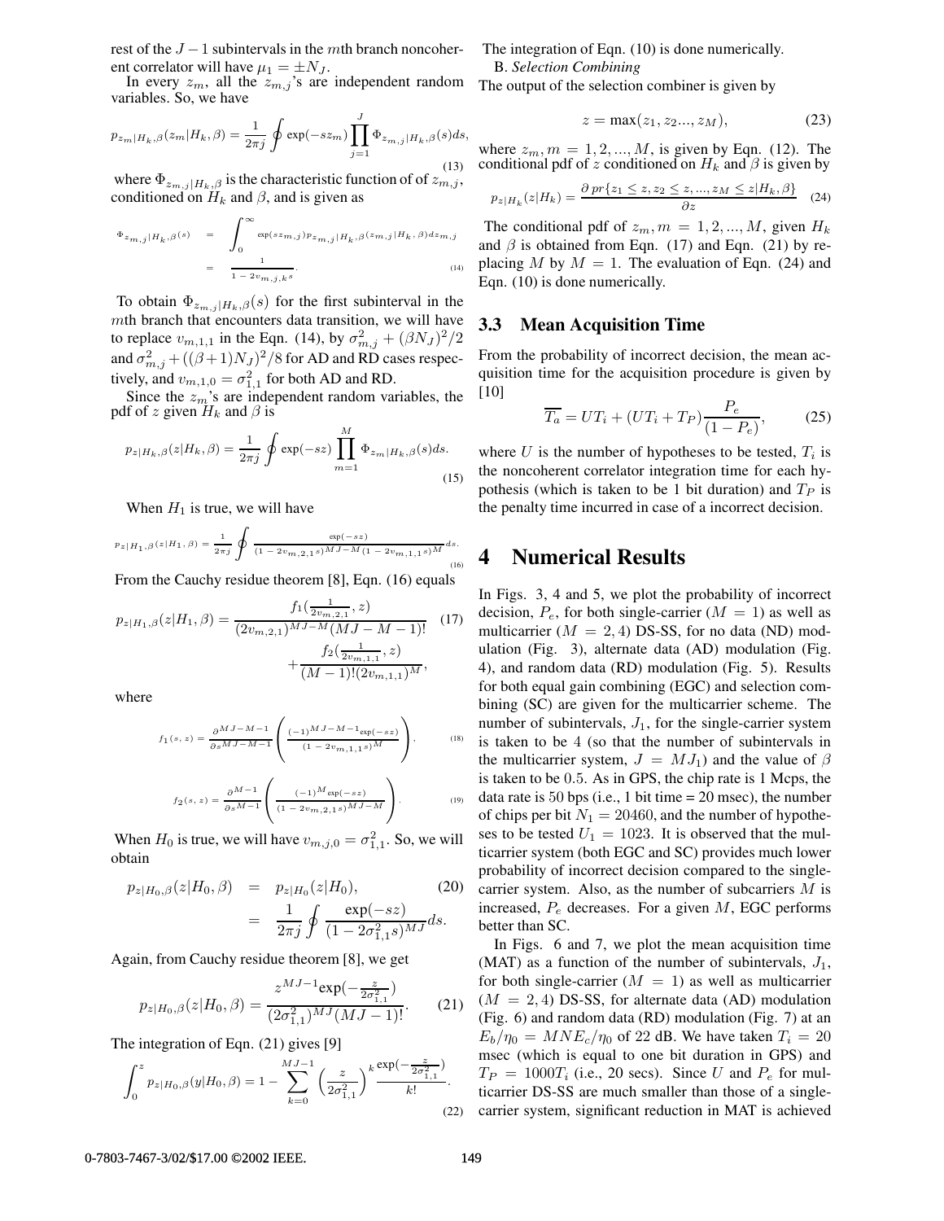rest of the $J-1$ subintervals in the $m$th branch noncoherent correlator will have $\mu_1 = \pm N_J$.

In every $z_m$, all the $z_{m,j}$'s are independent random variables. So, we have

$$p_{z_m|H_k,\beta}(z_m|H_k,\beta) = \frac{1}{2\pi j}\oint \exp(-sz_m)\prod_{j=1}^{J}\Phi_{z_{m,j}|H_k,\beta}(s)ds, \tag{13}$$

where $\Phi_{z_{m,j}|H_k,\beta}$ is the characteristic function of of $z_{m,j}$, conditioned on $H_k$ and $\beta$, and is given as

$$\begin{aligned}\Phi_{z_{m,j}|H_k,\beta}(s) &= \int_0^\infty \exp(sz_{m,j})p_{z_{m,j}|H_k,\beta}(z_{m,j}|H_k,\beta)dz_{m,j} \\ &= \frac{1}{1-2v_{m,j,k}s}.\end{aligned} \tag{14}$$

To obtain $\Phi_{z_{m,j}|H_k,\beta}(s)$ for the first subinterval in the $m$th branch that encounters data transition, we will have to replace $v_{m,1,1}$ in the Eqn. (14), by $\sigma^2_{m,j} + (\beta N_J)^2/2$ and $\sigma^2_{m,j} + ((\beta+1)N_J)^2/8$ for AD and RD cases respectively, and $v_{m,1,0} = \sigma^2_{1,1}$ for both AD and RD.

Since the $z_m$'s are independent random variables, the pdf of $z$ given $H_k$ and $\beta$ is

$$p_{z|H_k,\beta}(z|H_k,\beta) = \frac{1}{2\pi j}\oint \exp(-sz)\prod_{m=1}^{M}\Phi_{z_m|H_k,\beta}(s)ds. \tag{15}$$

When $H_1$ is true, we will have

$$p_{z|H_1,\beta}(z|H_1,\beta) = \frac{1}{2\pi j}\oint \frac{\exp(-sz)}{(1-2v_{m,2,1}s)^{MJ-M}(1-2v_{m,1,1}s)^M}ds. \tag{16}$$

From the Cauchy residue theorem [8], Eqn. (16) equals

$$p_{z|H_1,\beta}(z|H_1,\beta) = \frac{f_1(\frac{1}{2v_{m,2,1}},z)}{(2v_{m,2,1})^{MJ-M}(MJ-M-1)!} + \frac{f_2(\frac{1}{2v_{m,1,1}},z)}{(M-1)!(2v_{m,1,1})^M}, \tag{17}$$

where

$$f_1(s,z) = \frac{\partial^{MJ-M-1}}{\partial s^{MJ-M-1}}\left(\frac{(-1)^{MJ-M-1}\exp(-sz)}{(1-2v_{m,1,1}s)^M}\right), \tag{18}$$

$$f_2(s,z) = \frac{\partial^{M-1}}{\partial s^{M-1}}\left(\frac{(-1)^M\exp(-sz)}{(1-2v_{m,2,1}s)^{MJ-M}}\right). \tag{19}$$

When $H_0$ is true, we will have $v_{m,j,0} = \sigma^2_{1,1}$. So, we will obtain

$$\begin{aligned}p_{z|H_0,\beta}(z|H_0,\beta) &= p_{z|H_0}(z|H_0), \\ &= \frac{1}{2\pi j}\oint \frac{\exp(-sz)}{(1-2\sigma^2_{1,1}s)^{MJ}}ds.\end{aligned} \tag{20}$$

Again, from Cauchy residue theorem [8], we get

$$p_{z|H_0,\beta}(z|H_0,\beta) = \frac{z^{MJ-1}\exp(-\frac{z}{2\sigma^2_{1,1}})}{(2\sigma^2_{1,1})^{MJ}(MJ-1)!}. \tag{21}$$

The integration of Eqn. (21) gives [9]

$$\int_0^z p_{z|H_0,\beta}(y|H_0,\beta) = 1 - \sum_{k=0}^{MJ-1}\left(\frac{z}{2\sigma^2_{1,1}}\right)^k \frac{\exp(-\frac{z}{2\sigma^2_{1,1}})}{k!}. \tag{22}$$

The integration of Eqn. (10) is done numerically.

B. *Selection Combining*

The output of the selection combiner is given by

$$z = \max(z_1, z_2 ..., z_M), \tag{23}$$

where $z_m, m = 1, 2, ..., M$, is given by Eqn. (12). The conditional pdf of $z$ conditioned on $H_k$ and $\beta$ is given by

$$p_{z|H_k}(z|H_k) = \frac{\partial\, pr\{z_1 \le z, z_2 \le z, ..., z_M \le z|H_k,\beta\}}{\partial z} \tag{24}$$

The conditional pdf of $z_m, m = 1, 2, ..., M$, given $H_k$ and $\beta$ is obtained from Eqn. (17) and Eqn. (21) by replacing $M$ by $M = 1$. The evaluation of Eqn. (24) and Eqn. (10) is done numerically.

### 3.3 Mean Acquisition Time

From the probability of incorrect decision, the mean acquisition time for the acquisition procedure is given by [10]

$$\overline{T_a} = UT_i + (UT_i + T_P)\frac{P_e}{(1-P_e)}, \tag{25}$$

where $U$ is the number of hypotheses to be tested, $T_i$ is the noncoherent correlator integration time for each hypothesis (which is taken to be 1 bit duration) and $T_P$ is the penalty time incurred in case of a incorrect decision.

## 4 Numerical Results

In Figs. 3, 4 and 5, we plot the probability of incorrect decision, $P_e$, for both single-carrier ($M = 1$) as well as multicarrier ($M = 2, 4$) DS-SS, for no data (ND) modulation (Fig. 3), alternate data (AD) modulation (Fig. 4), and random data (RD) modulation (Fig. 5). Results for both equal gain combining (EGC) and selection combining (SC) are given for the multicarrier scheme. The number of subintervals, $J_1$, for the single-carrier system is taken to be 4 (so that the number of subintervals in the multicarrier system, $J = MJ_1$) and the value of $\beta$ is taken to be 0.5. As in GPS, the chip rate is 1 Mcps, the data rate is 50 bps (i.e., 1 bit time = 20 msec), the number of chips per bit $N_1 = 20460$, and the number of hypotheses to be tested $U_1 = 1023$. It is observed that the multicarrier system (both EGC and SC) provides much lower probability of incorrect decision compared to the single-carrier system. Also, as the number of subcarriers $M$ is increased, $P_e$ decreases. For a given $M$, EGC performs better than SC.

In Figs. 6 and 7, we plot the mean acquisition time (MAT) as a function of the number of subintervals, $J_1$, for both single-carrier ($M = 1$) as well as multicarrier ($M = 2, 4$) DS-SS, for alternate data (AD) modulation (Fig. 6) and random data (RD) modulation (Fig. 7) at an $E_b/\eta_0 = MNE_c/\eta_0$ of 22 dB. We have taken $T_i = 20$ msec (which is equal to one bit duration in GPS) and $T_P = 1000T_i$ (i.e., 20 secs). Since $U$ and $P_e$ for multicarrier DS-SS are much smaller than those of a single-carrier system, significant reduction in MAT is achieved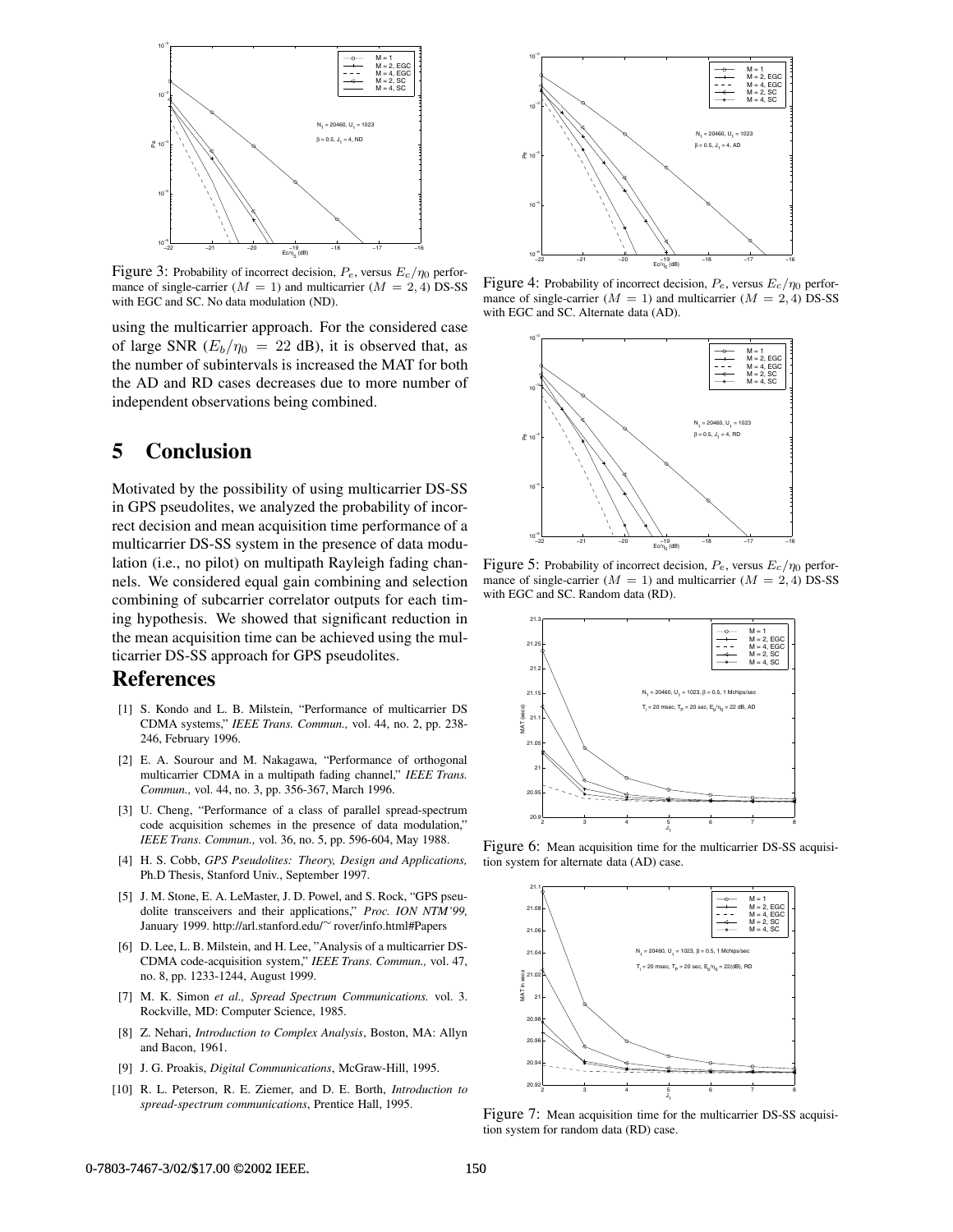10⁻²

M = 1
M = 2, EGC
M = 4, EGC
M = 2, SC
M = 4, SC

$N_1 = 20460$, $U_1 = 1023$

$\beta = 0.5$, $J_1 = 4$, ND

Pe

Ec/η₀ (dB)

Figure 3: Probability of incorrect decision, $P_e$, versus $E_c/\eta_0$ performance of single-carrier ($M = 1$) and multicarrier ($M = 2, 4$) DS-SS with EGC and SC. No data modulation (ND).

using the multicarrier approach. For the considered case of large SNR ($E_b/\eta_0 = 22$ dB), it is observed that, as the number of subintervals is increased the MAT for both the AD and RD cases decreases due to more number of independent observations being combined.

# 5 Conclusion

Motivated by the possibility of using multicarrier DS-SS in GPS pseudolites, we analyzed the probability of incorrect decision and mean acquisition time performance of a multicarrier DS-SS system in the presence of data modulation (i.e., no pilot) on multipath Rayleigh fading channels. We considered equal gain combining and selection combining of subcarrier correlator outputs for each timing hypothesis. We showed that significant reduction in the mean acquisition time can be achieved using the multicarrier DS-SS approach for GPS pseudolites.

# References

[1] S. Kondo and L. B. Milstein, "Performance of multicarrier DS CDMA systems," *IEEE Trans. Commun.,* vol. 44, no. 2, pp. 238-246, February 1996.

[2] E. A. Sourour and M. Nakagawa, "Performance of orthogonal multicarrier CDMA in a multipath fading channel," *IEEE Trans. Commun.,* vol. 44, no. 3, pp. 356-367, March 1996.

[3] U. Cheng, "Performance of a class of parallel spread-spectrum code acquisition schemes in the presence of data modulation," *IEEE Trans. Commun.,* vol. 36, no. 5, pp. 596-604, May 1988.

[4] H. S. Cobb, *GPS Pseudolites: Theory, Design and Applications,* Ph.D Thesis, Stanford Univ., September 1997.

[5] J. M. Stone, E. A. LeMaster, J. D. Powel, and S. Rock, "GPS pseudolite transceivers and their applications," *Proc. ION NTM'99,* January 1999. http://arl.stanford.edu/~ rover/info.html#Papers

[6] D. Lee, L. B. Milstein, and H. Lee, "Analysis of a multicarrier DS-CDMA code-acquisition system," *IEEE Trans. Commun.,* vol. 47, no. 8, pp. 1233-1244, August 1999.

[7] M. K. Simon *et al., Spread Spectrum Communications.* vol. 3. Rockville, MD: Computer Science, 1985.

[8] Z. Nehari, *Introduction to Complex Analysis*, Boston, MA: Allyn and Bacon, 1961.

[9] J. G. Proakis, *Digital Communications*, McGraw-Hill, 1995.

[10] R. L. Peterson, R. E. Ziemer, and D. E. Borth, *Introduction to spread-spectrum communications*, Prentice Hall, 1995.

10⁻²

M = 1
M = 2, EGC
M = 4, EGC
M = 2, SC
M = 4, SC

$N_1 = 20460$, $U_1 = 1023$

$\beta = 0.5$, $J_1 = 4$, AD

Pe

Ec/η₀ (dB)

Figure 4: Probability of incorrect decision, $P_e$, versus $E_c/\eta_0$ performance of single-carrier ($M = 1$) and multicarrier ($M = 2, 4$) DS-SS with EGC and SC. Alternate data (AD).

10⁻²

M = 1
M = 2, EGC
M = 4, EGC
M = 2, SC
M = 4, SC

$N_1 = 20460$, $U_1 = 1023$

$\beta = 0.5$, $J_1 = 4$, RD

Pe

Ec/η₀ (dB)

Figure 5: Probability of incorrect decision, $P_e$, versus $E_c/\eta_0$ performance of single-carrier ($M = 1$) and multicarrier ($M = 2, 4$) DS-SS with EGC and SC. Random data (RD).

M = 1
M = 2, EGC
M = 4, EGC
M = 2, SC
M = 4, SC

$N_1 = 20460$, $U_1 = 1023$, $\beta = 0.5$, 1 Mchips/sec

$T_I = 20$ msec, $T_P = 20$ sec, $E_b/\eta_0 = 22$ dB, AD

MAT (secs)

$J_1$

Figure 6: Mean acquisition time for the multicarrier DS-SS acquisition system for alternate data (AD) case.

M = 1
M = 2, EGC
M = 4, EGC
M = 2, SC
M = 4, SC

$N_1 = 20460$, $U_1 = 1023$, $\beta = 0.5$, 1 Mchips/sec

$T_I = 20$ msec, $T_P = 20$ sec, $E_b/\eta_0 = 22$(dB), RD

MAT in secs

$J_1$

Figure 7: Mean acquisition time for the multicarrier DS-SS acquisition system for random data (RD) case.